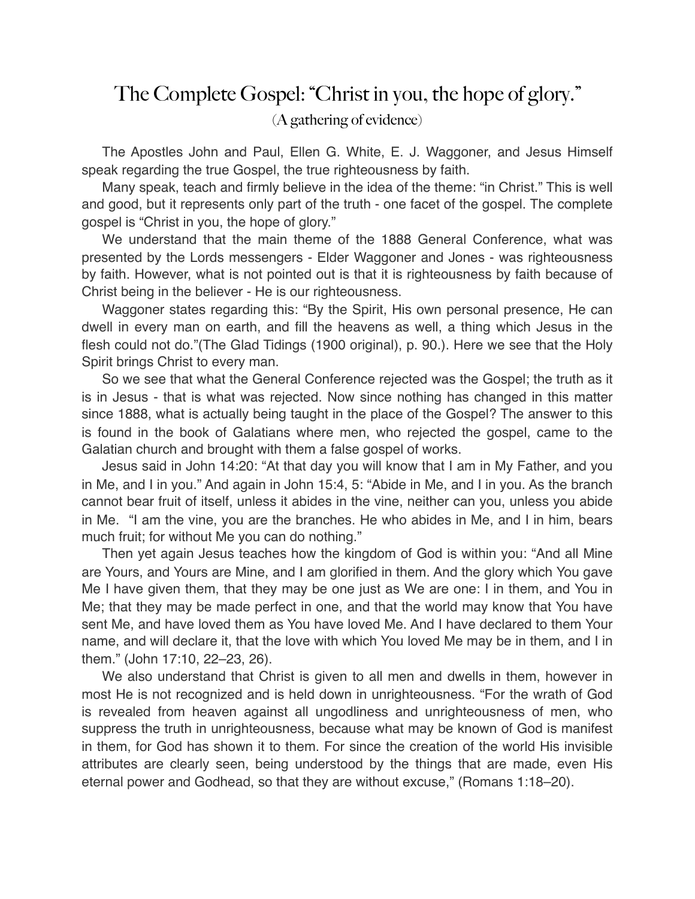# The Complete Gospel: "Christ in you, the hope of glory."

(A gathering of evidence)

The Apostles John and Paul, Ellen G. White, E. J. Waggoner, and Jesus Himself speak regarding the true Gospel, the true righteousness by faith.

Many speak, teach and firmly believe in the idea of the theme: "in Christ." This is well and good, but it represents only part of the truth - one facet of the gospel. The complete gospel is "Christ in you, the hope of glory."

We understand that the main theme of the 1888 General Conference, what was presented by the Lords messengers - Elder Waggoner and Jones - was righteousness by faith. However, what is not pointed out is that it is righteousness by faith because of Christ being in the believer - He is our righteousness.

Waggoner states regarding this: "By the Spirit, His own personal presence, He can dwell in every man on earth, and fill the heavens as well, a thing which Jesus in the flesh could not do."(The Glad Tidings (1900 original), p. 90.). Here we see that the Holy Spirit brings Christ to every man.

So we see that what the General Conference rejected was the Gospel; the truth as it is in Jesus - that is what was rejected. Now since nothing has changed in this matter since 1888, what is actually being taught in the place of the Gospel? The answer to this is found in the book of Galatians where men, who rejected the gospel, came to the Galatian church and brought with them a false gospel of works.

Jesus said in John 14:20: "At that day you will know that I am in My Father, and you in Me, and I in you." And again in John 15:4, 5: "Abide in Me, and I in you. As the branch cannot bear fruit of itself, unless it abides in the vine, neither can you, unless you abide in Me. "I am the vine, you are the branches. He who abides in Me, and I in him, bears much fruit; for without Me you can do nothing."

Then yet again Jesus teaches how the kingdom of God is within you: "And all Mine are Yours, and Yours are Mine, and I am glorified in them. And the glory which You gave Me I have given them, that they may be one just as We are one: I in them, and You in Me; that they may be made perfect in one, and that the world may know that You have sent Me, and have loved them as You have loved Me. And I have declared to them Your name, and will declare it, that the love with which You loved Me may be in them, and I in them." (John 17:10, 22–23, 26).

We also understand that Christ is given to all men and dwells in them, however in most He is not recognized and is held down in unrighteousness. "For the wrath of God is revealed from heaven against all ungodliness and unrighteousness of men, who suppress the truth in unrighteousness, because what may be known of God is manifest in them, for God has shown it to them. For since the creation of the world His invisible attributes are clearly seen, being understood by the things that are made, even His eternal power and Godhead, so that they are without excuse," (Romans 1:18–20).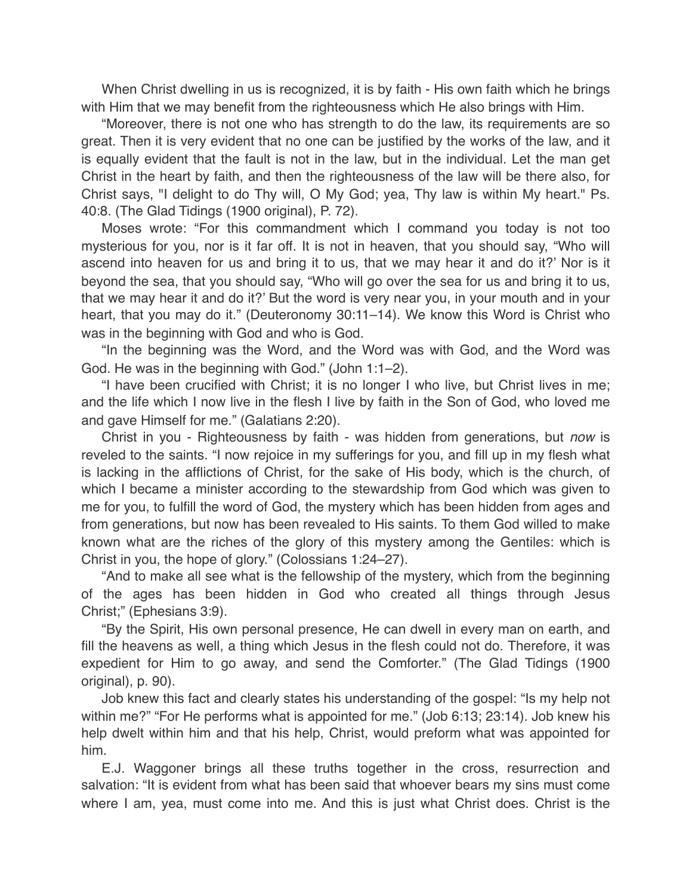When Christ dwelling in us is recognized, it is by faith - His own faith which he brings with Him that we may benefit from the righteousness which He also brings with Him.

“Moreover, there is not one who has strength to do the law, its requirements are so great. Then it is very evident that no one can be justified by the works of the law, and it is equally evident that the fault is not in the law, but in the individual. Let the man get Christ in the heart by faith, and then the righteousness of the law will be there also, for Christ says, "I delight to do Thy will, O My God; yea, Thy law is within My heart." Ps. 40:8. (The Glad Tidings (1900 original), P. 72).

Moses wrote: “For this commandment which I command you today is not too mysterious for you, nor is it far off. It is not in heaven, that you should say, “Who will ascend into heaven for us and bring it to us, that we may hear it and do it?’ Nor is it beyond the sea, that you should say, “Who will go over the sea for us and bring it to us, that we may hear it and do it?’ But the word is very near you, in your mouth and in your heart, that you may do it.” (Deuteronomy 30:11–14). We know this Word is Christ who was in the beginning with God and who is God.

“In the beginning was the Word, and the Word was with God, and the Word was God. He was in the beginning with God.” (John 1:1–2).

“I have been crucified with Christ; it is no longer I who live, but Christ lives in me; and the life which I now live in the flesh I live by faith in the Son of God, who loved me and gave Himself for me.” (Galatians 2:20).

Christ in you - Righteousness by faith - was hidden from generations, but *now* is reveled to the saints. “I now rejoice in my sufferings for you, and fill up in my flesh what is lacking in the afflictions of Christ, for the sake of His body, which is the church, of which I became a minister according to the stewardship from God which was given to me for you, to fulfill the word of God, the mystery which has been hidden from ages and from generations, but now has been revealed to His saints. To them God willed to make known what are the riches of the glory of this mystery among the Gentiles: which is Christ in you, the hope of glory.” (Colossians 1:24–27).

“And to make all see what is the fellowship of the mystery, which from the beginning of the ages has been hidden in God who created all things through Jesus Christ;” (Ephesians 3:9).

“By the Spirit, His own personal presence, He can dwell in every man on earth, and fill the heavens as well, a thing which Jesus in the flesh could not do. Therefore, it was expedient for Him to go away, and send the Comforter.” (The Glad Tidings (1900 original), p. 90).

Job knew this fact and clearly states his understanding of the gospel: “Is my help not within me?” “For He performs what is appointed for me.” (Job 6:13; 23:14). Job knew his help dwelt within him and that his help, Christ, would preform what was appointed for him.

E.J. Waggoner brings all these truths together in the cross, resurrection and salvation: “It is evident from what has been said that whoever bears my sins must come where I am, yea, must come into me. And this is just what Christ does. Christ is the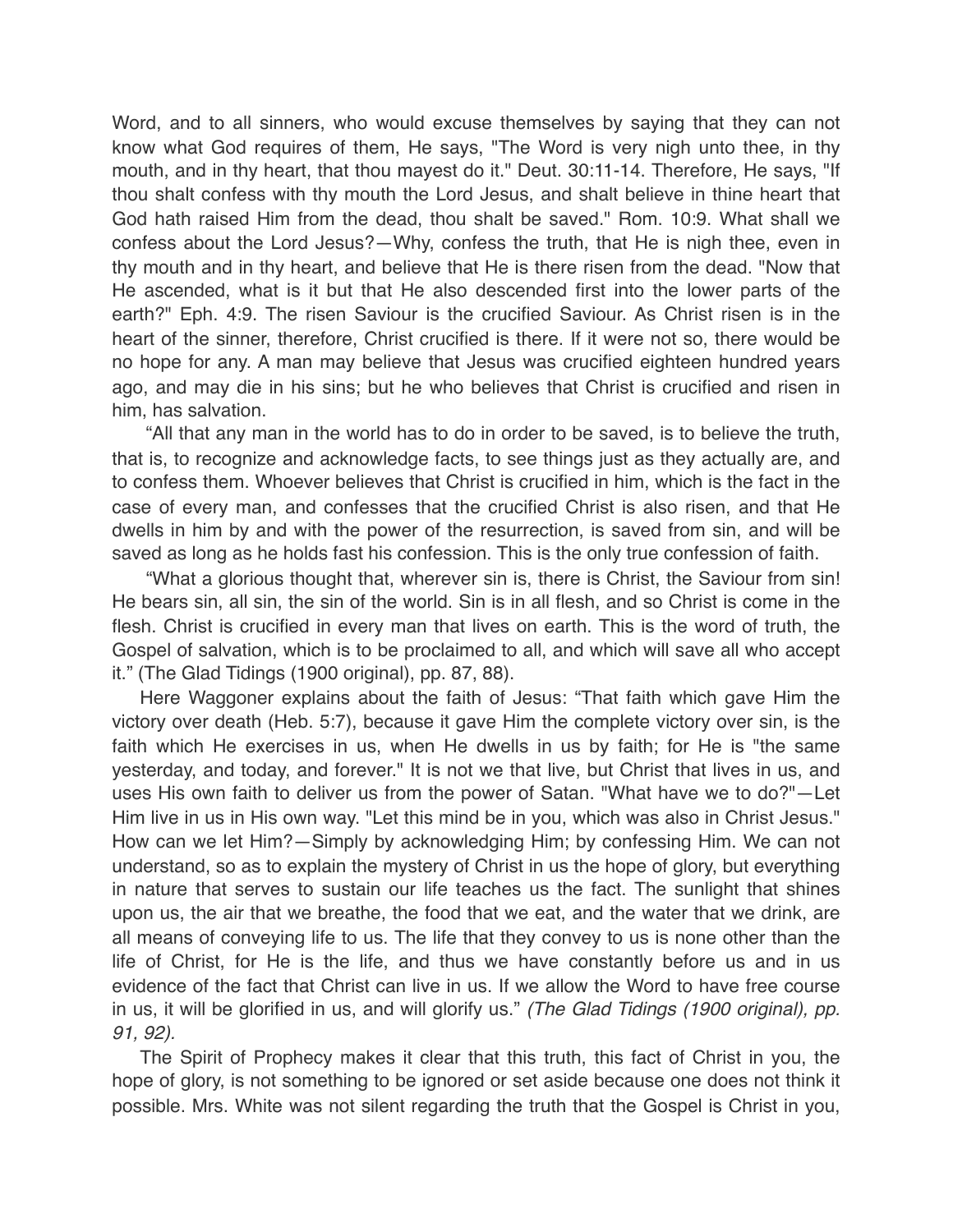Word, and to all sinners, who would excuse themselves by saying that they can not know what God requires of them, He says, "The Word is very nigh unto thee, in thy mouth, and in thy heart, that thou mayest do it." Deut. 30:11-14. Therefore, He says, "If thou shalt confess with thy mouth the Lord Jesus, and shalt believe in thine heart that God hath raised Him from the dead, thou shalt be saved." Rom. 10:9. What shall we confess about the Lord Jesus?—Why, confess the truth, that He is nigh thee, even in thy mouth and in thy heart, and believe that He is there risen from the dead. "Now that He ascended, what is it but that He also descended first into the lower parts of the earth?" Eph. 4:9. The risen Saviour is the crucified Saviour. As Christ risen is in the heart of the sinner, therefore, Christ crucified is there. If it were not so, there would be no hope for any. A man may believe that Jesus was crucified eighteen hundred years ago, and may die in his sins; but he who believes that Christ is crucified and risen in him, has salvation.

"All that any man in the world has to do in order to be saved, is to believe the truth, that is, to recognize and acknowledge facts, to see things just as they actually are, and to confess them. Whoever believes that Christ is crucified in him, which is the fact in the case of every man, and confesses that the crucified Christ is also risen, and that He dwells in him by and with the power of the resurrection, is saved from sin, and will be saved as long as he holds fast his confession. This is the only true confession of faith.

"What a glorious thought that, wherever sin is, there is Christ, the Saviour from sin! He bears sin, all sin, the sin of the world. Sin is in all flesh, and so Christ is come in the flesh. Christ is crucified in every man that lives on earth. This is the word of truth, the Gospel of salvation, which is to be proclaimed to all, and which will save all who accept it." (The Glad Tidings (1900 original), pp. 87, 88).

Here Waggoner explains about the faith of Jesus: "That faith which gave Him the victory over death (Heb. 5:7), because it gave Him the complete victory over sin, is the faith which He exercises in us, when He dwells in us by faith; for He is "the same yesterday, and today, and forever." It is not we that live, but Christ that lives in us, and uses His own faith to deliver us from the power of Satan. "What have we to do?"—Let Him live in us in His own way. "Let this mind be in you, which was also in Christ Jesus." How can we let Him?—Simply by acknowledging Him; by confessing Him. We can not understand, so as to explain the mystery of Christ in us the hope of glory, but everything in nature that serves to sustain our life teaches us the fact. The sunlight that shines upon us, the air that we breathe, the food that we eat, and the water that we drink, are all means of conveying life to us. The life that they convey to us is none other than the life of Christ, for He is the life, and thus we have constantly before us and in us evidence of the fact that Christ can live in us. If we allow the Word to have free course in us, it will be glorified in us, and will glorify us." *(The Glad Tidings (1900 original), pp. 91, 92).*

The Spirit of Prophecy makes it clear that this truth, this fact of Christ in you, the hope of glory, is not something to be ignored or set aside because one does not think it possible. Mrs. White was not silent regarding the truth that the Gospel is Christ in you,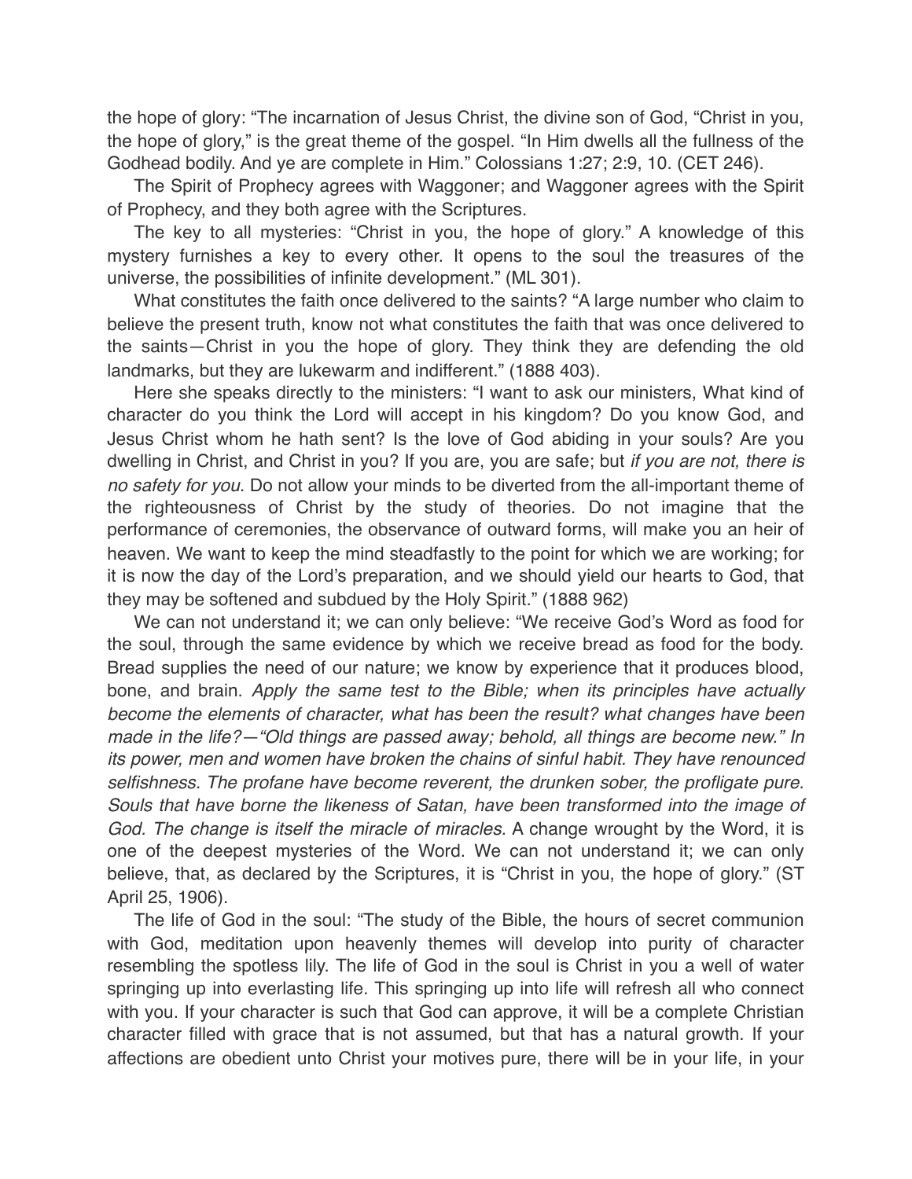the hope of glory: "The incarnation of Jesus Christ, the divine son of God, "Christ in you, the hope of glory," is the great theme of the gospel. "In Him dwells all the fullness of the Godhead bodily. And ye are complete in Him." Colossians 1:27; 2:9, 10. (CET 246).

The Spirit of Prophecy agrees with Waggoner; and Waggoner agrees with the Spirit of Prophecy, and they both agree with the Scriptures.

The key to all mysteries: "Christ in you, the hope of glory." A knowledge of this mystery furnishes a key to every other. It opens to the soul the treasures of the universe, the possibilities of infinite development." (ML 301).

What constitutes the faith once delivered to the saints? "A large number who claim to believe the present truth, know not what constitutes the faith that was once delivered to the saints—Christ in you the hope of glory. They think they are defending the old landmarks, but they are lukewarm and indifferent." (1888 403).

Here she speaks directly to the ministers: "I want to ask our ministers, What kind of character do you think the Lord will accept in his kingdom? Do you know God, and Jesus Christ whom he hath sent? Is the love of God abiding in your souls? Are you dwelling in Christ, and Christ in you? If you are, you are safe; but *if you are not, there is no safety for you*. Do not allow your minds to be diverted from the all-important theme of the righteousness of Christ by the study of theories. Do not imagine that the performance of ceremonies, the observance of outward forms, will make you an heir of heaven. We want to keep the mind steadfastly to the point for which we are working; for it is now the day of the Lord's preparation, and we should yield our hearts to God, that they may be softened and subdued by the Holy Spirit." (1888 962)

We can not understand it; we can only believe: "We receive God's Word as food for the soul, through the same evidence by which we receive bread as food for the body. Bread supplies the need of our nature; we know by experience that it produces blood, bone, and brain. *Apply the same test to the Bible; when its principles have actually become the elements of character, what has been the result? what changes have been made in the life?—"Old things are passed away; behold, all things are become new." In its power, men and women have broken the chains of sinful habit. They have renounced selfishness. The profane have become reverent, the drunken sober, the profligate pure. Souls that have borne the likeness of Satan, have been transformed into the image of God. The change is itself the miracle of miracles*. A change wrought by the Word, it is one of the deepest mysteries of the Word. We can not understand it; we can only believe, that, as declared by the Scriptures, it is "Christ in you, the hope of glory." (ST April 25, 1906).

The life of God in the soul: "The study of the Bible, the hours of secret communion with God, meditation upon heavenly themes will develop into purity of character resembling the spotless lily. The life of God in the soul is Christ in you a well of water springing up into everlasting life. This springing up into life will refresh all who connect with you. If your character is such that God can approve, it will be a complete Christian character filled with grace that is not assumed, but that has a natural growth. If your affections are obedient unto Christ your motives pure, there will be in your life, in your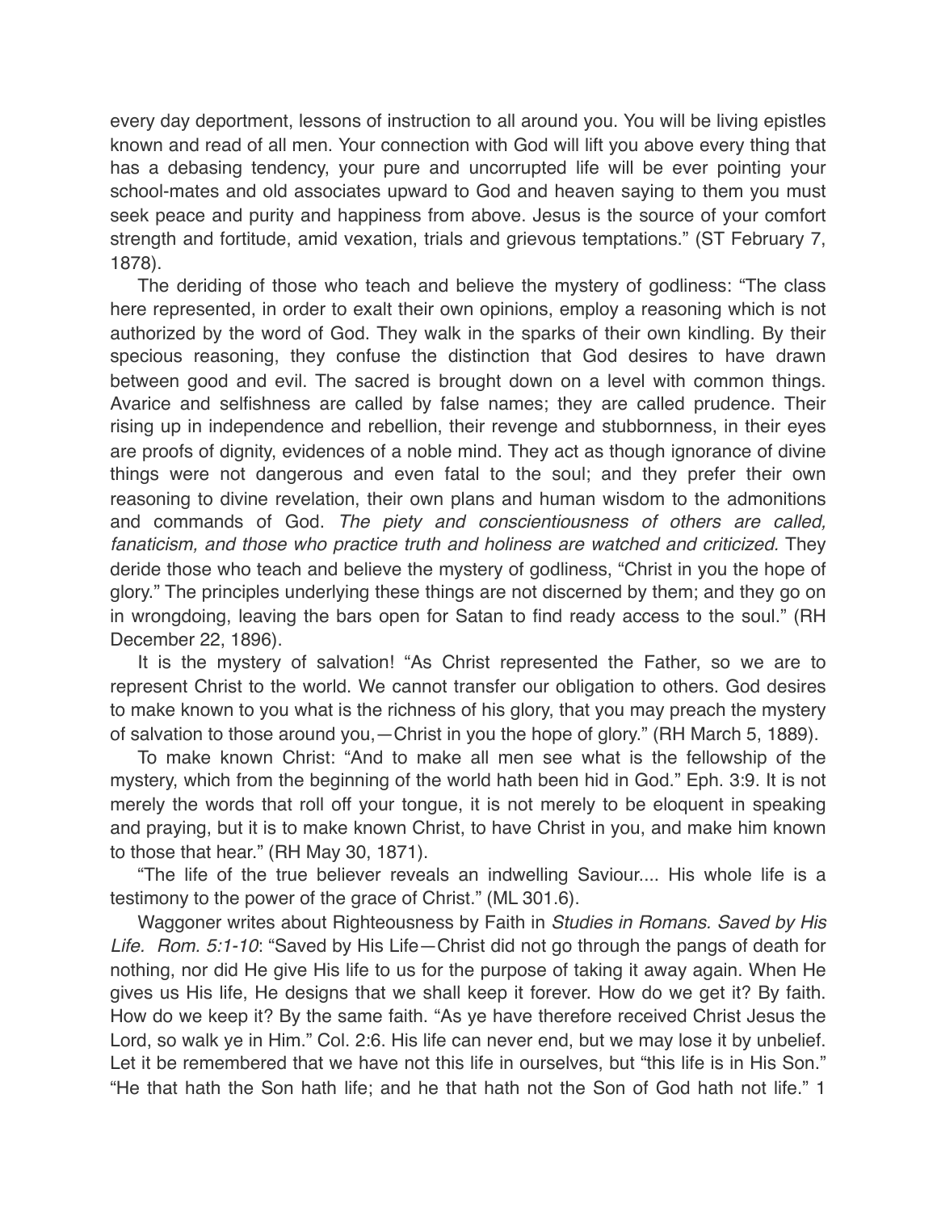every day deportment, lessons of instruction to all around you. You will be living epistles known and read of all men. Your connection with God will lift you above every thing that has a debasing tendency, your pure and uncorrupted life will be ever pointing your school-mates and old associates upward to God and heaven saying to them you must seek peace and purity and happiness from above. Jesus is the source of your comfort strength and fortitude, amid vexation, trials and grievous temptations." (ST February 7, 1878).

The deriding of those who teach and believe the mystery of godliness: "The class here represented, in order to exalt their own opinions, employ a reasoning which is not authorized by the word of God. They walk in the sparks of their own kindling. By their specious reasoning, they confuse the distinction that God desires to have drawn between good and evil. The sacred is brought down on a level with common things. Avarice and selfishness are called by false names; they are called prudence. Their rising up in independence and rebellion, their revenge and stubbornness, in their eyes are proofs of dignity, evidences of a noble mind. They act as though ignorance of divine things were not dangerous and even fatal to the soul; and they prefer their own reasoning to divine revelation, their own plans and human wisdom to the admonitions and commands of God. *The piety and conscientiousness of others are called, fanaticism, and those who practice truth and holiness are watched and criticized.* They deride those who teach and believe the mystery of godliness, "Christ in you the hope of glory." The principles underlying these things are not discerned by them; and they go on in wrongdoing, leaving the bars open for Satan to find ready access to the soul." (RH December 22, 1896).

It is the mystery of salvation! "As Christ represented the Father, so we are to represent Christ to the world. We cannot transfer our obligation to others. God desires to make known to you what is the richness of his glory, that you may preach the mystery of salvation to those around you,—Christ in you the hope of glory." (RH March 5, 1889).

To make known Christ: "And to make all men see what is the fellowship of the mystery, which from the beginning of the world hath been hid in God." Eph. 3:9. It is not merely the words that roll off your tongue, it is not merely to be eloquent in speaking and praying, but it is to make known Christ, to have Christ in you, and make him known to those that hear." (RH May 30, 1871).

"The life of the true believer reveals an indwelling Saviour.... His whole life is a testimony to the power of the grace of Christ." (ML 301.6).

Waggoner writes about Righteousness by Faith in *Studies in Romans. Saved by His Life. Rom. 5:1-10*: "Saved by His Life—Christ did not go through the pangs of death for nothing, nor did He give His life to us for the purpose of taking it away again. When He gives us His life, He designs that we shall keep it forever. How do we get it? By faith. How do we keep it? By the same faith. "As ye have therefore received Christ Jesus the Lord, so walk ye in Him." Col. 2:6. His life can never end, but we may lose it by unbelief. Let it be remembered that we have not this life in ourselves, but "this life is in His Son." "He that hath the Son hath life; and he that hath not the Son of God hath not life." 1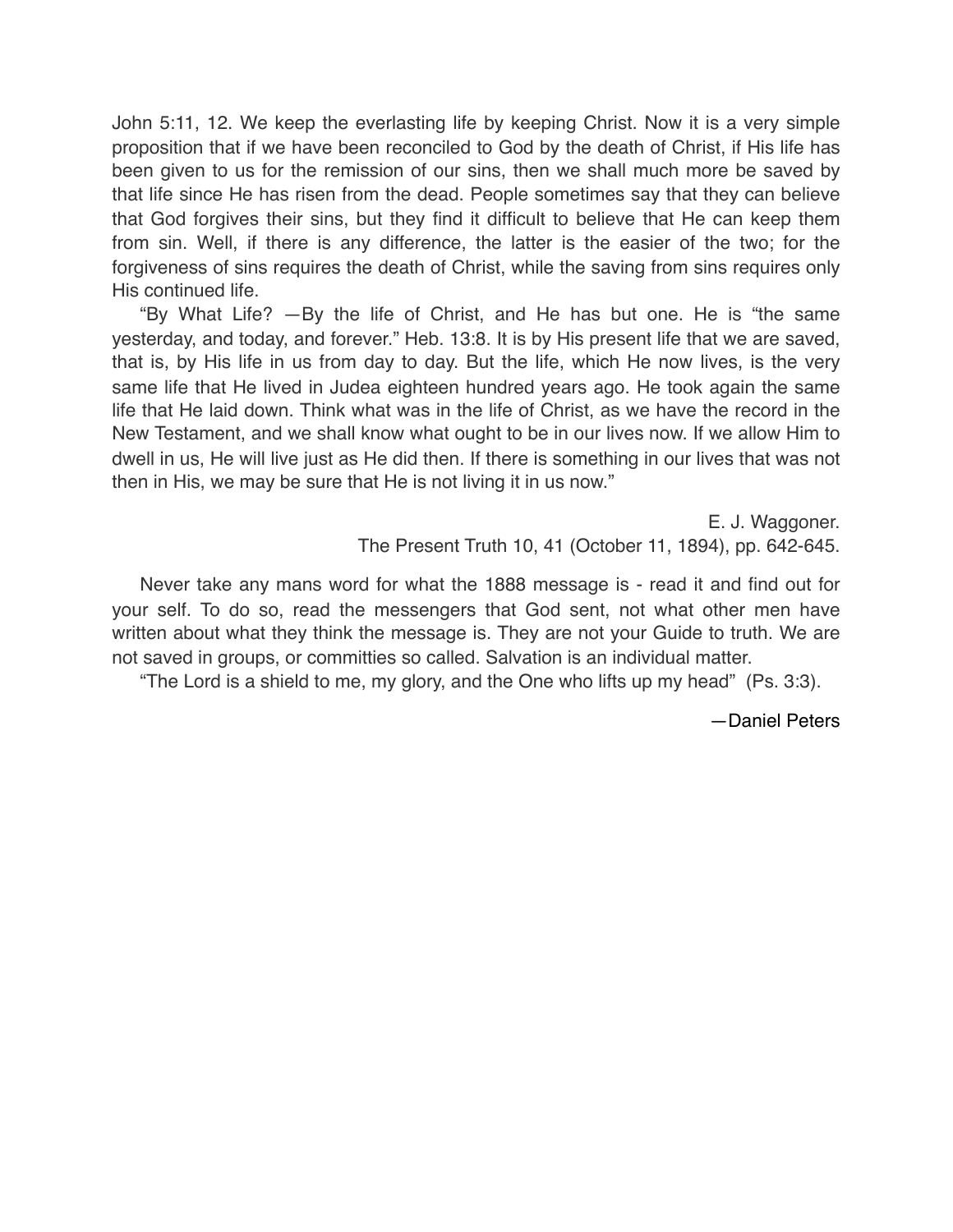John 5:11, 12. We keep the everlasting life by keeping Christ. Now it is a very simple proposition that if we have been reconciled to God by the death of Christ, if His life has been given to us for the remission of our sins, then we shall much more be saved by that life since He has risen from the dead. People sometimes say that they can believe that God forgives their sins, but they find it difficult to believe that He can keep them from sin. Well, if there is any difference, the latter is the easier of the two; for the forgiveness of sins requires the death of Christ, while the saving from sins requires only His continued life.

"By What Life? —By the life of Christ, and He has but one. He is "the same yesterday, and today, and forever." Heb. 13:8. It is by His present life that we are saved, that is, by His life in us from day to day. But the life, which He now lives, is the very same life that He lived in Judea eighteen hundred years ago. He took again the same life that He laid down. Think what was in the life of Christ, as we have the record in the New Testament, and we shall know what ought to be in our lives now. If we allow Him to dwell in us, He will live just as He did then. If there is something in our lives that was not then in His, we may be sure that He is not living it in us now."

E. J. Waggoner.
The Present Truth 10, 41 (October 11, 1894), pp. 642-645.

Never take any mans word for what the 1888 message is - read it and find out for your self. To do so, read the messengers that God sent, not what other men have written about what they think the message is. They are not your Guide to truth. We are not saved in groups, or committies so called. Salvation is an individual matter.

"The Lord is a shield to me, my glory, and the One who lifts up my head" (Ps. 3:3).

—Daniel Peters